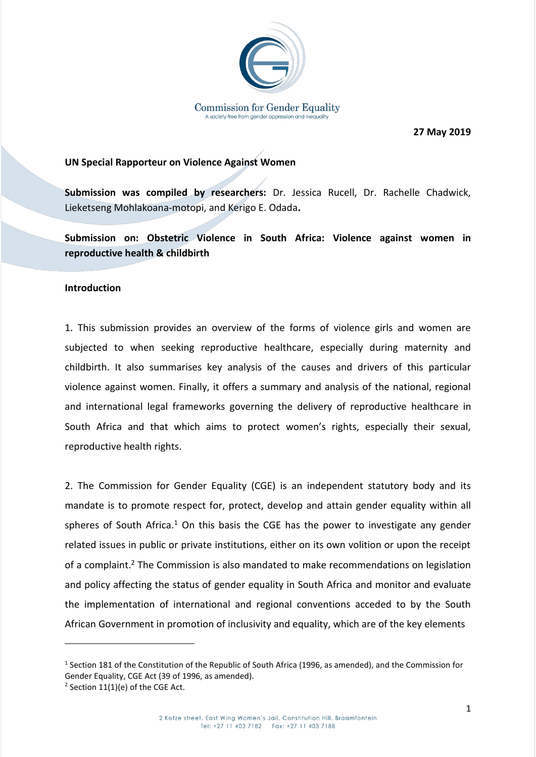Commission for Gender Equality

A society free from gender oppression and inequality

**27 May 2019**

**UN Special Rapporteur on Violence Against Women**

**Submission was compiled by researchers:** Dr. Jessica Rucell, Dr. Rachelle Chadwick, Lieketseng Mohlakoana-motopi, and Kerigo E. Odada**.**

**Submission on: Obstetric Violence in South Africa: Violence against women in reproductive health & childbirth**

**Introduction**

1. This submission provides an overview of the forms of violence girls and women are subjected to when seeking reproductive healthcare, especially during maternity and childbirth. It also summarises key analysis of the causes and drivers of this particular violence against women. Finally, it offers a summary and analysis of the national, regional and international legal frameworks governing the delivery of reproductive healthcare in South Africa and that which aims to protect women's rights, especially their sexual, reproductive health rights.

2. The Commission for Gender Equality (CGE) is an independent statutory body and its mandate is to promote respect for, protect, develop and attain gender equality within all spheres of South Africa.[1] On this basis the CGE has the power to investigate any gender related issues in public or private institutions, either on its own volition or upon the receipt of a complaint.[2] The Commission is also mandated to make recommendations on legislation and policy affecting the status of gender equality in South Africa and monitor and evaluate the implementation of international and regional conventions acceded to by the South African Government in promotion of inclusivity and equality, which are of the key elements

---

[1] Section 181 of the Constitution of the Republic of South Africa (1996, as amended), and the Commission for Gender Equality, CGE Act (39 of 1996, as amended).

[2] Section 11(1)(e) of the CGE Act.

2 Kotze street, East Wing Women's Jail, Constitution Hill, Braamfontein
Tel: +27 11 403 7182 Fax: +27 11 403 7188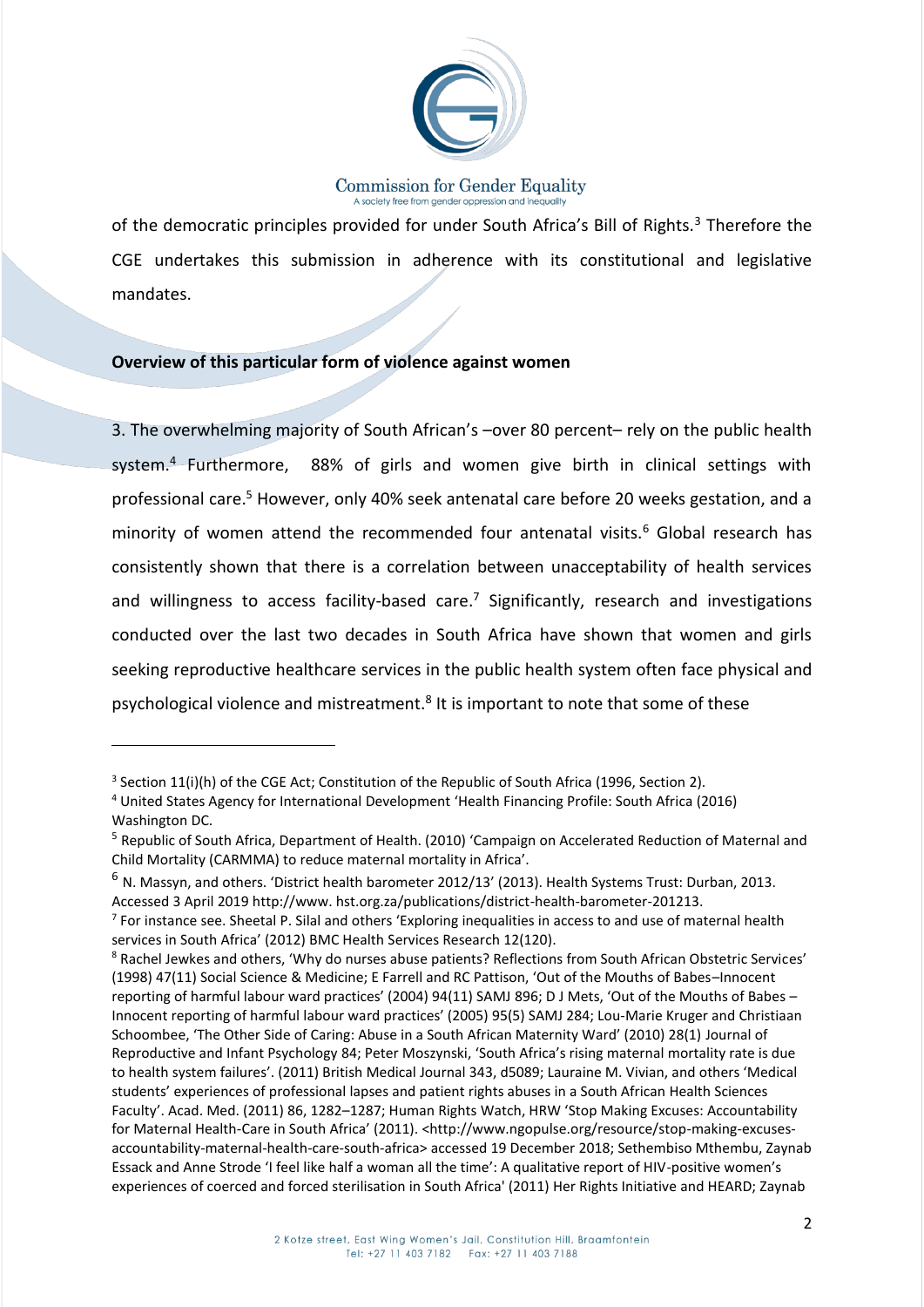of the democratic principles provided for under South Africa's Bill of Rights.[3] Therefore the CGE undertakes this submission in adherence with its constitutional and legislative mandates.

**Overview of this particular form of violence against women**

3. The overwhelming majority of South African's –over 80 percent– rely on the public health system.[4] Furthermore, 88% of girls and women give birth in clinical settings with professional care.[5] However, only 40% seek antenatal care before 20 weeks gestation, and a minority of women attend the recommended four antenatal visits.[6] Global research has consistently shown that there is a correlation between unacceptability of health services and willingness to access facility-based care.[7] Significantly, research and investigations conducted over the last two decades in South Africa have shown that women and girls seeking reproductive healthcare services in the public health system often face physical and psychological violence and mistreatment.[8] It is important to note that some of these

---

[3] Section 11(i)(h) of the CGE Act; Constitution of the Republic of South Africa (1996, Section 2).

[4] United States Agency for International Development 'Health Financing Profile: South Africa (2016) Washington DC.

[5] Republic of South Africa, Department of Health. (2010) 'Campaign on Accelerated Reduction of Maternal and Child Mortality (CARMMA) to reduce maternal mortality in Africa'.

[6] N. Massyn, and others. 'District health barometer 2012/13' (2013). Health Systems Trust: Durban, 2013. Accessed 3 April 2019 http://www. hst.org.za/publications/district-health-barometer-201213.

[7] For instance see. Sheetal P. Silal and others 'Exploring inequalities in access to and use of maternal health services in South Africa' (2012) BMC Health Services Research 12(120).

[8] Rachel Jewkes and others, 'Why do nurses abuse patients? Reflections from South African Obstetric Services' (1998) 47(11) Social Science & Medicine; E Farrell and RC Pattison, 'Out of the Mouths of Babes–Innocent reporting of harmful labour ward practices' (2004) 94(11) SAMJ 896; D J Mets, 'Out of the Mouths of Babes – Innocent reporting of harmful labour ward practices' (2005) 95(5) SAMJ 284; Lou-Marie Kruger and Christiaan Schoombee, 'The Other Side of Caring: Abuse in a South African Maternity Ward' (2010) 28(1) Journal of Reproductive and Infant Psychology 84; Peter Moszynski, 'South Africa's rising maternal mortality rate is due to health system failures'. (2011) British Medical Journal 343, d5089; Lauraine M. Vivian, and others 'Medical students' experiences of professional lapses and patient rights abuses in a South African Health Sciences Faculty'. Acad. Med. (2011) 86, 1282–1287; Human Rights Watch, HRW 'Stop Making Excuses: Accountability for Maternal Health-Care in South Africa' (2011). <http://www.ngopulse.org/resource/stop-making-excuses-accountability-maternal-health-care-south-africa> accessed 19 December 2018; Sethembiso Mthembu, Zaynab Essack and Anne Strode 'I feel like half a woman all the time': A qualitative report of HIV-positive women's experiences of coerced and forced sterilisation in South Africa' (2011) Her Rights Initiative and HEARD; Zaynab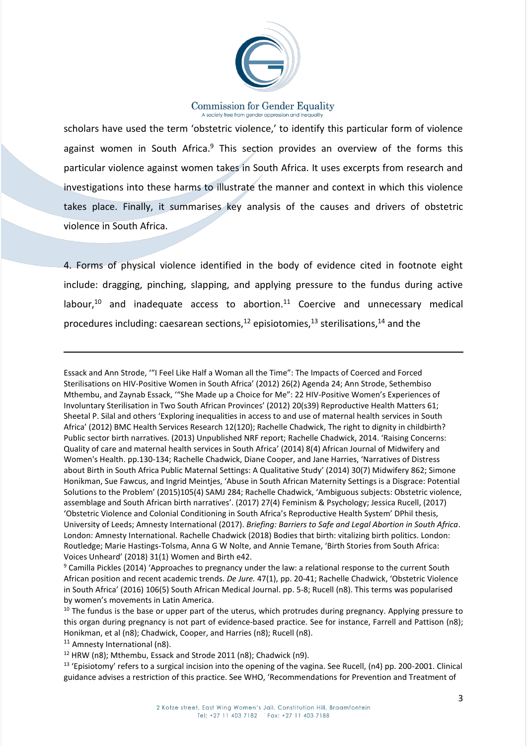scholars have used the term 'obstetric violence,' to identify this particular form of violence against women in South Africa.[9] This section provides an overview of the forms this particular violence against women takes in South Africa. It uses excerpts from research and investigations into these harms to illustrate the manner and context in which this violence takes place. Finally, it summarises key analysis of the causes and drivers of obstetric violence in South Africa.

4. Forms of physical violence identified in the body of evidence cited in footnote eight include: dragging, pinching, slapping, and applying pressure to the fundus during active labour,[10] and inadequate access to abortion.[11] Coercive and unnecessary medical procedures including: caesarean sections,[12] episiotomies,[13] sterilisations,[14] and the

---

Essack and Ann Strode, '"I Feel Like Half a Woman all the Time": The Impacts of Coerced and Forced Sterilisations on HIV-Positive Women in South Africa' (2012) 26(2) Agenda 24; Ann Strode, Sethembiso Mthembu, and Zaynab Essack, '"She Made up a Choice for Me": 22 HIV-Positive Women's Experiences of Involuntary Sterilisation in Two South African Provinces' (2012) 20(s39) Reproductive Health Matters 61; Sheetal P. Silal and others 'Exploring inequalities in access to and use of maternal health services in South Africa' (2012) BMC Health Services Research 12(120); Rachelle Chadwick, The right to dignity in childbirth? Public sector birth narratives. (2013) Unpublished NRF report; Rachelle Chadwick, 2014. 'Raising Concerns: Quality of care and maternal health services in South Africa' (2014) 8(4) African Journal of Midwifery and Women's Health. pp.130-134; Rachelle Chadwick, Diane Cooper, and Jane Harries, 'Narratives of Distress about Birth in South Africa Public Maternal Settings: A Qualitative Study' (2014) 30(7) Midwifery 862; Simone Honikman, Sue Fawcus, and Ingrid Meintjes, 'Abuse in South African Maternity Settings is a Disgrace: Potential Solutions to the Problem' (2015)105(4) SAMJ 284; Rachelle Chadwick, 'Ambiguous subjects: Obstetric violence, assemblage and South African birth narratives'. (2017) 27(4) Feminism & Psychology; Jessica Rucell, (2017) 'Obstetric Violence and Colonial Conditioning in South Africa's Reproductive Health System' DPhil thesis, University of Leeds; Amnesty International (2017). *Briefing: Barriers to Safe and Legal Abortion in South Africa*. London: Amnesty International. Rachelle Chadwick (2018) Bodies that birth: vitalizing birth politics. London: Routledge; Marie Hastings-Tolsma, Anna G W Nolte, and Annie Temane, 'Birth Stories from South Africa: Voices Unheard' (2018) 31(1) Women and Birth e42.

[9] Camilla Pickles (2014) 'Approaches to pregnancy under the law: a relational response to the current South African position and recent academic trends. *De Jure.* 47(1), pp. 20-41; Rachelle Chadwick, 'Obstetric Violence in South Africa' (2016) 106(5) South African Medical Journal. pp. 5-8; Rucell (n8). This terms was popularised by women's movements in Latin America.

[10] The fundus is the base or upper part of the uterus, which protrudes during pregnancy. Applying pressure to this organ during pregnancy is not part of evidence-based practice. See for instance, Farrell and Pattison (n8); Honikman, et al (n8); Chadwick, Cooper, and Harries (n8); Rucell (n8).

[11] Amnesty International (n8).

[12] HRW (n8); Mthembu, Essack and Strode 2011 (n8); Chadwick (n9).

[13] 'Episiotomy' refers to a surgical incision into the opening of the vagina. See Rucell, (n4) pp. 200-2001. Clinical guidance advises a restriction of this practice. See WHO, 'Recommendations for Prevention and Treatment of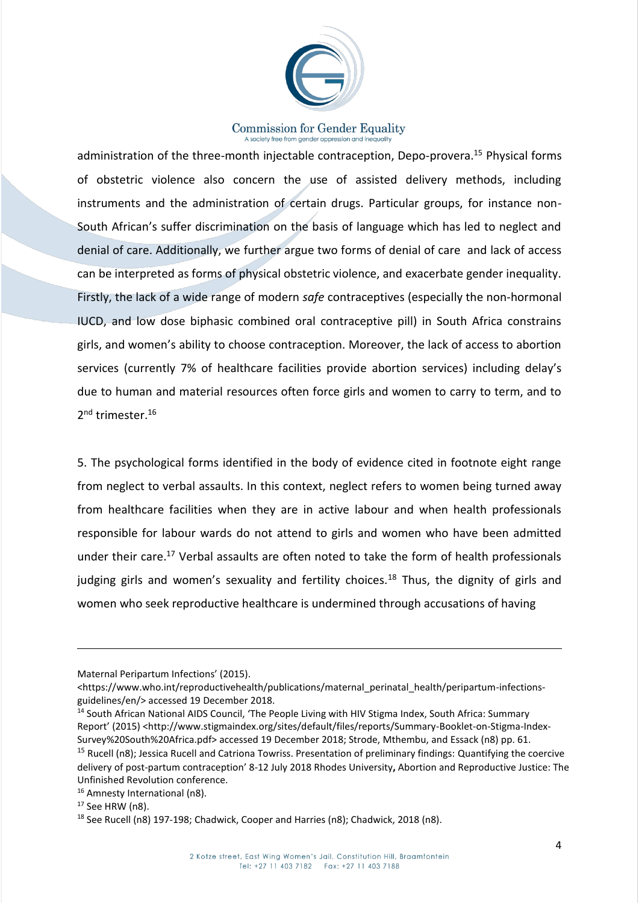administration of the three-month injectable contraception, Depo-provera.[15] Physical forms of obstetric violence also concern the use of assisted delivery methods, including instruments and the administration of certain drugs. Particular groups, for instance non-South African's suffer discrimination on the basis of language which has led to neglect and denial of care. Additionally, we further argue two forms of denial of care and lack of access can be interpreted as forms of physical obstetric violence, and exacerbate gender inequality. Firstly, the lack of a wide range of modern *safe* contraceptives (especially the non-hormonal IUCD, and low dose biphasic combined oral contraceptive pill) in South Africa constrains girls, and women's ability to choose contraception. Moreover, the lack of access to abortion services (currently 7% of healthcare facilities provide abortion services) including delay's due to human and material resources often force girls and women to carry to term, and to 2nd trimester.[16]

5. The psychological forms identified in the body of evidence cited in footnote eight range from neglect to verbal assaults. In this context, neglect refers to women being turned away from healthcare facilities when they are in active labour and when health professionals responsible for labour wards do not attend to girls and women who have been admitted under their care.[17] Verbal assaults are often noted to take the form of health professionals judging girls and women's sexuality and fertility choices.[18] Thus, the dignity of girls and women who seek reproductive healthcare is undermined through accusations of having

---

Maternal Peripartum Infections' (2015). <https://www.who.int/reproductivehealth/publications/maternal_perinatal_health/peripartum-infections-guidelines/en/> accessed 19 December 2018.

[14] South African National AIDS Council, 'The People Living with HIV Stigma Index, South Africa: Summary Report' (2015) <http://www.stigmaindex.org/sites/default/files/reports/Summary-Booklet-on-Stigma-Index-Survey%20South%20Africa.pdf> accessed 19 December 2018; Strode, Mthembu, and Essack (n8) pp. 61.

[15] Rucell (n8); Jessica Rucell and Catriona Towriss. Presentation of preliminary findings: Quantifying the coercive delivery of post-partum contraception' 8-12 July 2018 Rhodes University**,** Abortion and Reproductive Justice: The Unfinished Revolution conference.

[16] Amnesty International (n8).

[17] See HRW (n8).

[18] See Rucell (n8) 197-198; Chadwick, Cooper and Harries (n8); Chadwick, 2018 (n8).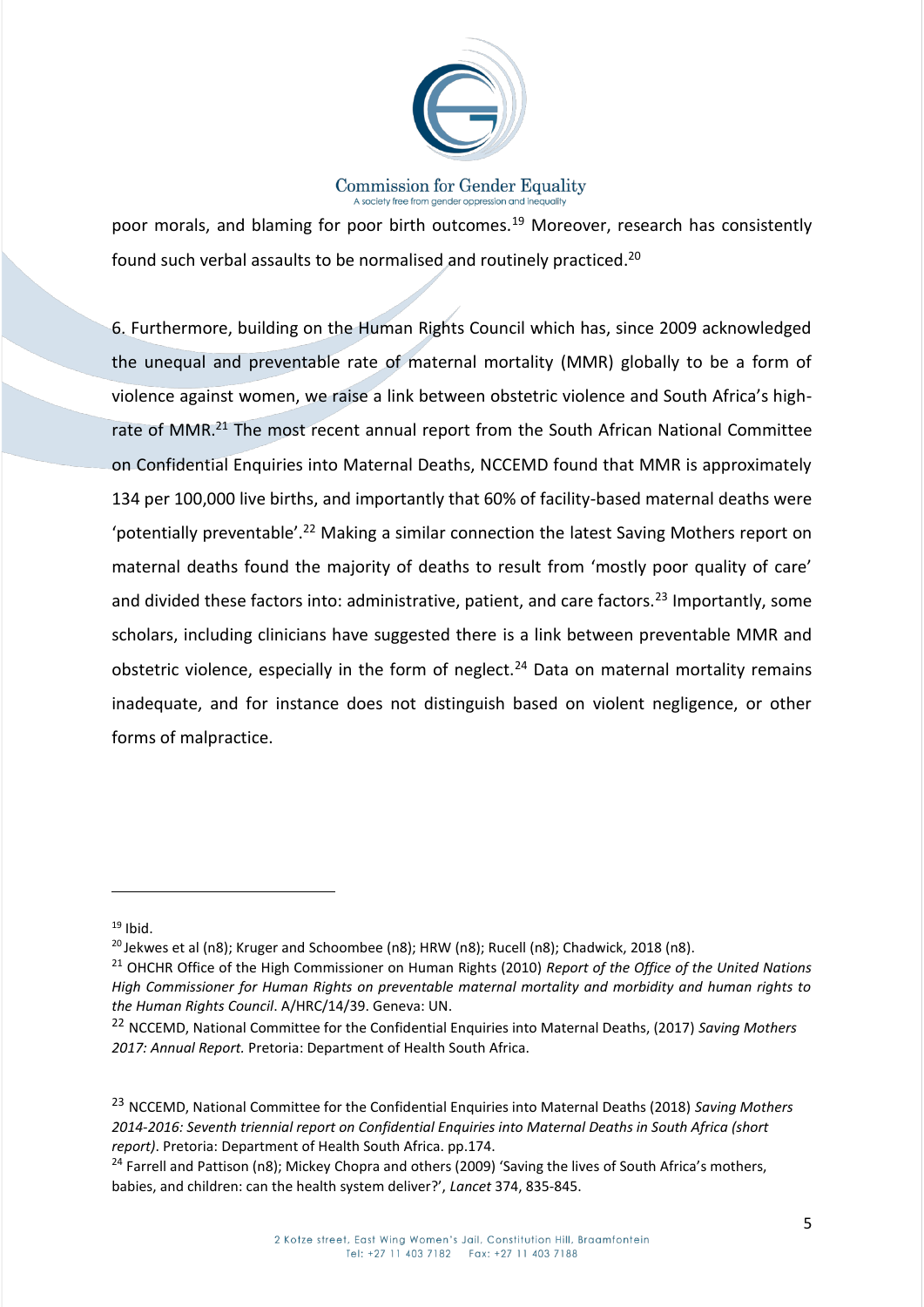poor morals, and blaming for poor birth outcomes.[19] Moreover, research has consistently found such verbal assaults to be normalised and routinely practiced.[20]

6. Furthermore, building on the Human Rights Council which has, since 2009 acknowledged the unequal and preventable rate of maternal mortality (MMR) globally to be a form of violence against women, we raise a link between obstetric violence and South Africa's high-rate of MMR.[21] The most recent annual report from the South African National Committee on Confidential Enquiries into Maternal Deaths, NCCEMD found that MMR is approximately 134 per 100,000 live births, and importantly that 60% of facility-based maternal deaths were 'potentially preventable'.[22] Making a similar connection the latest Saving Mothers report on maternal deaths found the majority of deaths to result from 'mostly poor quality of care' and divided these factors into: administrative, patient, and care factors.[23] Importantly, some scholars, including clinicians have suggested there is a link between preventable MMR and obstetric violence, especially in the form of neglect.[24] Data on maternal mortality remains inadequate, and for instance does not distinguish based on violent negligence, or other forms of malpractice.

---

[19] Ibid.

[20] Jekwes et al (n8); Kruger and Schoombee (n8); HRW (n8); Rucell (n8); Chadwick, 2018 (n8).

[21] OHCHR Office of the High Commissioner on Human Rights (2010) *Report of the Office of the United Nations High Commissioner for Human Rights on preventable maternal mortality and morbidity and human rights to the Human Rights Council*. A/HRC/14/39. Geneva: UN.

[22] NCCEMD, National Committee for the Confidential Enquiries into Maternal Deaths, (2017) *Saving Mothers 2017: Annual Report.* Pretoria: Department of Health South Africa.

[23] NCCEMD, National Committee for the Confidential Enquiries into Maternal Deaths (2018) *Saving Mothers 2014-2016: Seventh triennial report on Confidential Enquiries into Maternal Deaths in South Africa (short report)*. Pretoria: Department of Health South Africa. pp.174.

[24] Farrell and Pattison (n8); Mickey Chopra and others (2009) 'Saving the lives of South Africa's mothers, babies, and children: can the health system deliver?', *Lancet* 374, 835-845.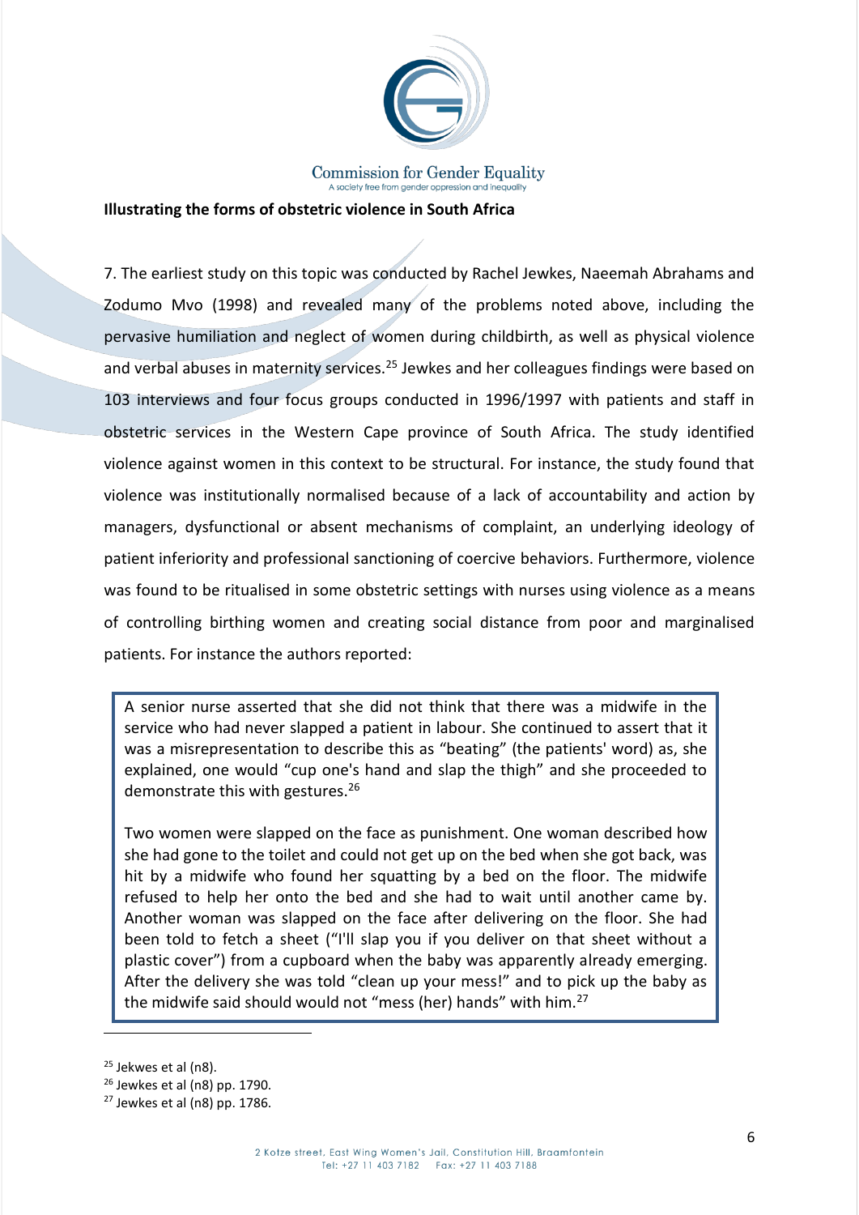**Illustrating the forms of obstetric violence in South Africa**

7. The earliest study on this topic was conducted by Rachel Jewkes, Naeemah Abrahams and Zodumo Mvo (1998) and revealed many of the problems noted above, including the pervasive humiliation and neglect of women during childbirth, as well as physical violence and verbal abuses in maternity services.[25] Jewkes and her colleagues findings were based on 103 interviews and four focus groups conducted in 1996/1997 with patients and staff in obstetric services in the Western Cape province of South Africa. The study identified violence against women in this context to be structural. For instance, the study found that violence was institutionally normalised because of a lack of accountability and action by managers, dysfunctional or absent mechanisms of complaint, an underlying ideology of patient inferiority and professional sanctioning of coercive behaviors. Furthermore, violence was found to be ritualised in some obstetric settings with nurses using violence as a means of controlling birthing women and creating social distance from poor and marginalised patients. For instance the authors reported:

> A senior nurse asserted that she did not think that there was a midwife in the service who had never slapped a patient in labour. She continued to assert that it was a misrepresentation to describe this as "beating" (the patients' word) as, she explained, one would "cup one's hand and slap the thigh" and she proceeded to demonstrate this with gestures.[26]
>
> Two women were slapped on the face as punishment. One woman described how she had gone to the toilet and could not get up on the bed when she got back, was hit by a midwife who found her squatting by a bed on the floor. The midwife refused to help her onto the bed and she had to wait until another came by. Another woman was slapped on the face after delivering on the floor. She had been told to fetch a sheet ("I'll slap you if you deliver on that sheet without a plastic cover") from a cupboard when the baby was apparently already emerging. After the delivery she was told "clean up your mess!" and to pick up the baby as the midwife said should would not "mess (her) hands" with him.[27]

---

[25] Jekwes et al (n8).

[26] Jewkes et al (n8) pp. 1790.

[27] Jewkes et al (n8) pp. 1786.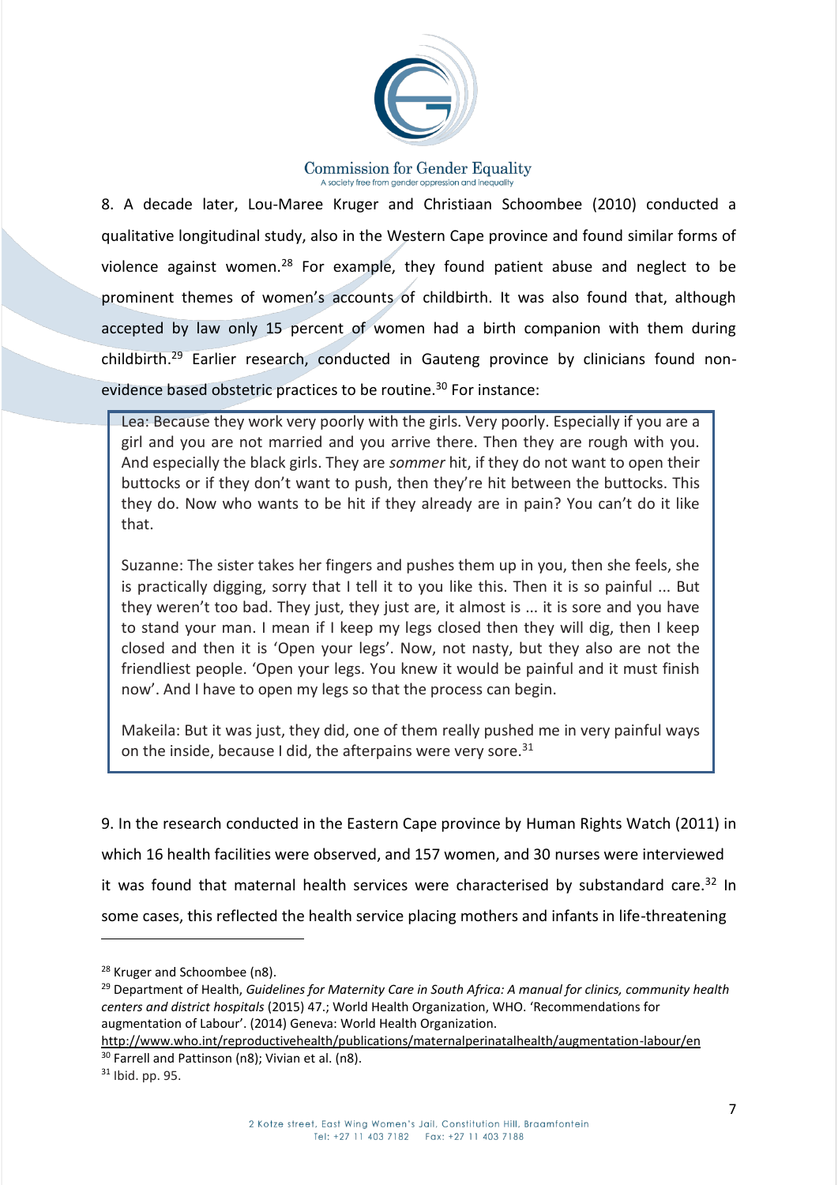8. A decade later, Lou-Maree Kruger and Christiaan Schoombee (2010) conducted a qualitative longitudinal study, also in the Western Cape province and found similar forms of violence against women.[28] For example, they found patient abuse and neglect to be prominent themes of women's accounts of childbirth. It was also found that, although accepted by law only 15 percent of women had a birth companion with them during childbirth.[29] Earlier research, conducted in Gauteng province by clinicians found non-evidence based obstetric practices to be routine.[30] For instance:

> Lea: Because they work very poorly with the girls. Very poorly. Especially if you are a girl and you are not married and you arrive there. Then they are rough with you. And especially the black girls. They are *sommer* hit, if they do not want to open their buttocks or if they don't want to push, then they're hit between the buttocks. This they do. Now who wants to be hit if they already are in pain? You can't do it like that.
>
> Suzanne: The sister takes her fingers and pushes them up in you, then she feels, she is practically digging, sorry that I tell it to you like this. Then it is so painful ... But they weren't too bad. They just, they just are, it almost is ... it is sore and you have to stand your man. I mean if I keep my legs closed then they will dig, then I keep closed and then it is 'Open your legs'. Now, not nasty, but they also are not the friendliest people. 'Open your legs. You knew it would be painful and it must finish now'. And I have to open my legs so that the process can begin.
>
> Makeila: But it was just, they did, one of them really pushed me in very painful ways on the inside, because I did, the afterpains were very sore.[31]

9. In the research conducted in the Eastern Cape province by Human Rights Watch (2011) in which 16 health facilities were observed, and 157 women, and 30 nurses were interviewed it was found that maternal health services were characterised by substandard care.[32] In some cases, this reflected the health service placing mothers and infants in life-threatening

---

[28] Kruger and Schoombee (n8).

[29] Department of Health, *Guidelines for Maternity Care in South Africa: A manual for clinics, community health centers and district hospitals* (2015) 47.; World Health Organization, WHO. 'Recommendations for augmentation of Labour'. (2014) Geneva: World Health Organization. http://www.who.int/reproductivehealth/publications/maternalperinatalhealth/augmentation-labour/en

[30] Farrell and Pattinson (n8); Vivian et al. (n8).

[31] Ibid. pp. 95.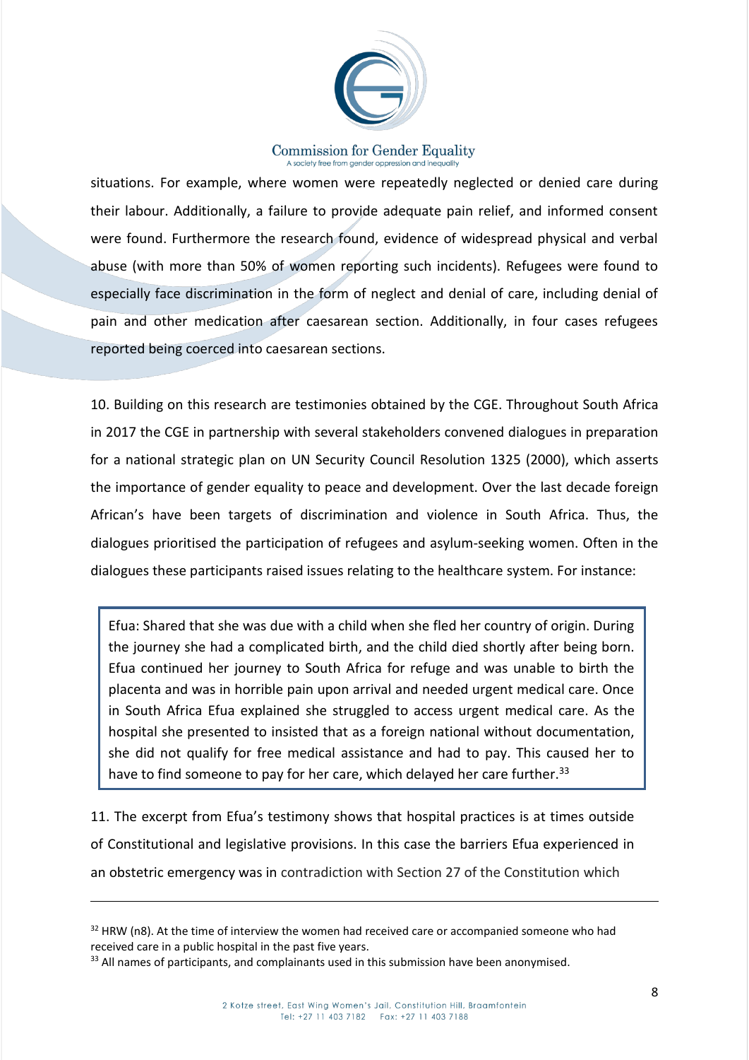situations. For example, where women were repeatedly neglected or denied care during their labour. Additionally, a failure to provide adequate pain relief, and informed consent were found. Furthermore the research found, evidence of widespread physical and verbal abuse (with more than 50% of women reporting such incidents). Refugees were found to especially face discrimination in the form of neglect and denial of care, including denial of pain and other medication after caesarean section. Additionally, in four cases refugees reported being coerced into caesarean sections.

10. Building on this research are testimonies obtained by the CGE. Throughout South Africa in 2017 the CGE in partnership with several stakeholders convened dialogues in preparation for a national strategic plan on UN Security Council Resolution 1325 (2000), which asserts the importance of gender equality to peace and development. Over the last decade foreign African's have been targets of discrimination and violence in South Africa. Thus, the dialogues prioritised the participation of refugees and asylum-seeking women. Often in the dialogues these participants raised issues relating to the healthcare system. For instance:

> Efua: Shared that she was due with a child when she fled her country of origin. During the journey she had a complicated birth, and the child died shortly after being born. Efua continued her journey to South Africa for refuge and was unable to birth the placenta and was in horrible pain upon arrival and needed urgent medical care. Once in South Africa Efua explained she struggled to access urgent medical care. As the hospital she presented to insisted that as a foreign national without documentation, she did not qualify for free medical assistance and had to pay. This caused her to have to find someone to pay for her care, which delayed her care further.[33]

11. The excerpt from Efua's testimony shows that hospital practices is at times outside of Constitutional and legislative provisions. In this case the barriers Efua experienced in an obstetric emergency was in contradiction with Section 27 of the Constitution which

---

[32] HRW (n8). At the time of interview the women had received care or accompanied someone who had received care in a public hospital in the past five years.

[33] All names of participants, and complainants used in this submission have been anonymised.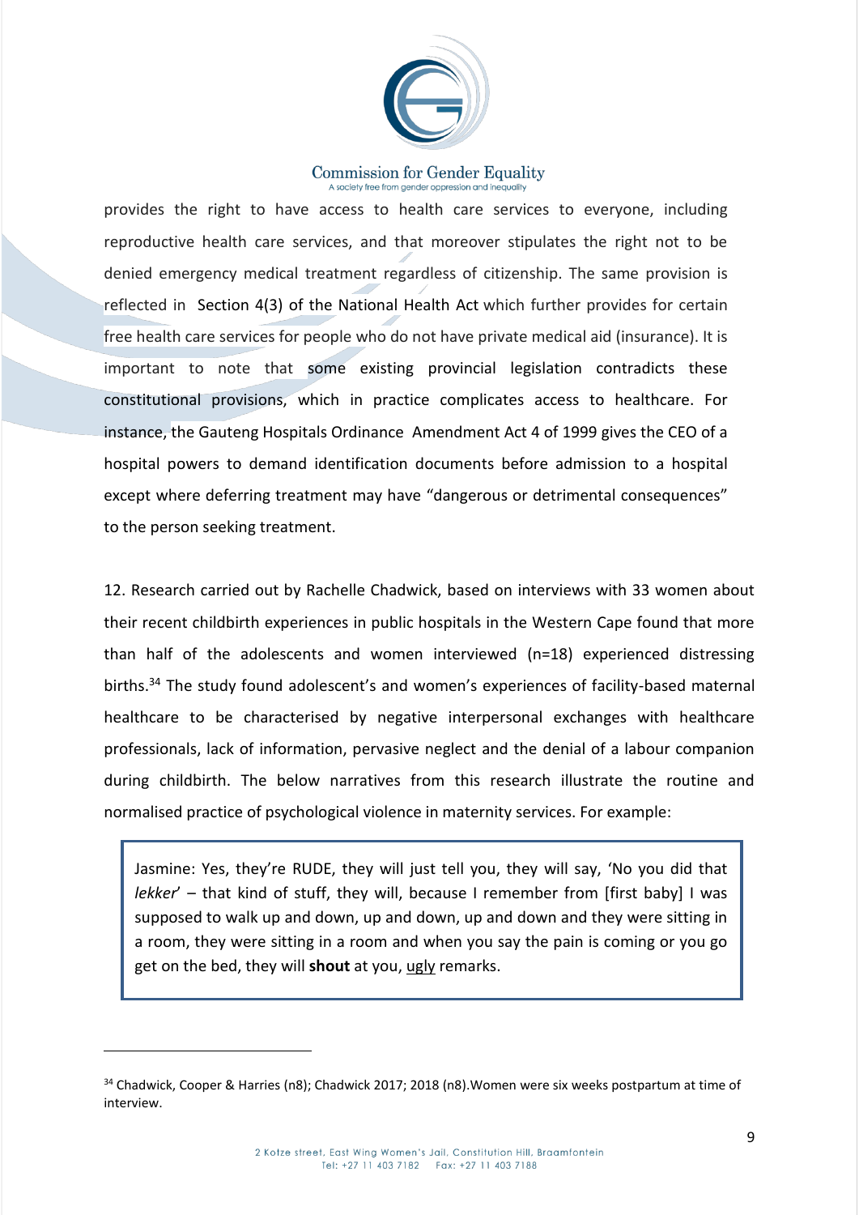provides the right to have access to health care services to everyone, including reproductive health care services, and that moreover stipulates the right not to be denied emergency medical treatment regardless of citizenship. The same provision is reflected in Section 4(3) of the National Health Act which further provides for certain free health care services for people who do not have private medical aid (insurance). It is important to note that some existing provincial legislation contradicts these constitutional provisions, which in practice complicates access to healthcare. For instance, the Gauteng Hospitals Ordinance Amendment Act 4 of 1999 gives the CEO of a hospital powers to demand identification documents before admission to a hospital except where deferring treatment may have "dangerous or detrimental consequences" to the person seeking treatment.

12. Research carried out by Rachelle Chadwick, based on interviews with 33 women about their recent childbirth experiences in public hospitals in the Western Cape found that more than half of the adolescents and women interviewed (n=18) experienced distressing births.[34] The study found adolescent's and women's experiences of facility-based maternal healthcare to be characterised by negative interpersonal exchanges with healthcare professionals, lack of information, pervasive neglect and the denial of a labour companion during childbirth. The below narratives from this research illustrate the routine and normalised practice of psychological violence in maternity services. For example:

> Jasmine: Yes, they're RUDE, they will just tell you, they will say, 'No you did that *lekker*' – that kind of stuff, they will, because I remember from [first baby] I was supposed to walk up and down, up and down, up and down and they were sitting in a room, they were sitting in a room and when you say the pain is coming or you go get on the bed, they will **shout** at you, <u>ugly</u> remarks.

[34] Chadwick, Cooper & Harries (n8); Chadwick 2017; 2018 (n8).Women were six weeks postpartum at time of interview.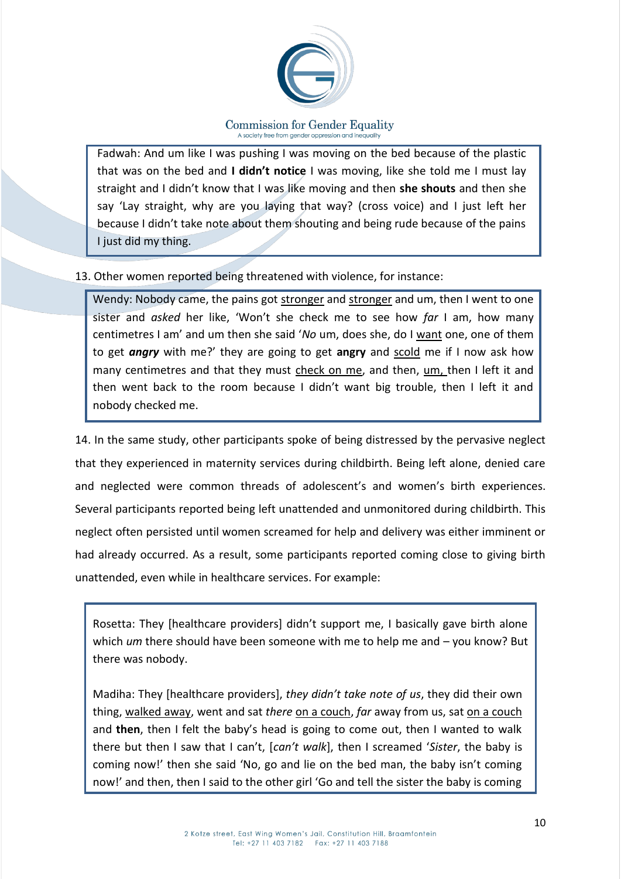> Fadwah: And um like I was pushing I was moving on the bed because of the plastic that was on the bed and **I didn't notice** I was moving, like she told me I must lay straight and I didn't know that I was like moving and then **she shouts** and then she say 'Lay straight, why are you laying that way? (cross voice) and I just left her because I didn't take note about them shouting and being rude because of the pains I just did my thing.

13. Other women reported being threatened with violence, for instance:

> Wendy: Nobody came, the pains got <u>stronger</u> and <u>stronger</u> and um, then I went to one sister and *asked* her like, 'Won't she check me to see how *far* I am, how many centimetres I am' and um then she said '*No* um, does she, do I <u>want</u> one, one of them to get ***angry*** with me?' they are going to get **angry** and <u>scold</u> me if I now ask how many centimetres and that they must <u>check on me</u>, and then, <u>um,</u> then I left it and then went back to the room because I didn't want big trouble, then I left it and nobody checked me.

14. In the same study, other participants spoke of being distressed by the pervasive neglect that they experienced in maternity services during childbirth. Being left alone, denied care and neglected were common threads of adolescent's and women's birth experiences. Several participants reported being left unattended and unmonitored during childbirth. This neglect often persisted until women screamed for help and delivery was either imminent or had already occurred. As a result, some participants reported coming close to giving birth unattended, even while in healthcare services. For example:

> Rosetta: They [healthcare providers] didn't support me, I basically gave birth alone which *um* there should have been someone with me to help me and – you know? But there was nobody.
>
> Madiha: They [healthcare providers], *they didn't take note of us*, they did their own thing, <u>walked away</u>, went and sat *there* <u>on a couch</u>, *far* away from us, sat <u>on a couch</u> and **then**, then I felt the baby's head is going to come out, then I wanted to walk there but then I saw that I can't, [*can't walk*], then I screamed '*Sister*, the baby is coming now!' then she said 'No, go and lie on the bed man, the baby isn't coming now!' and then, then I said to the other girl 'Go and tell the sister the baby is coming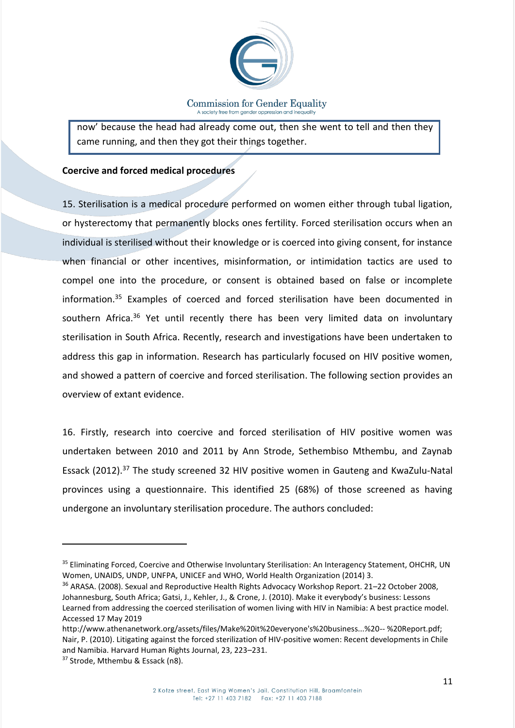> now' because the head had already come out, then she went to tell and then they came running, and then they got their things together.

**Coercive and forced medical procedures**

15. Sterilisation is a medical procedure performed on women either through tubal ligation, or hysterectomy that permanently blocks ones fertility. Forced sterilisation occurs when an individual is sterilised without their knowledge or is coerced into giving consent, for instance when financial or other incentives, misinformation, or intimidation tactics are used to compel one into the procedure, or consent is obtained based on false or incomplete information.[35] Examples of coerced and forced sterilisation have been documented in southern Africa.[36] Yet until recently there has been very limited data on involuntary sterilisation in South Africa. Recently, research and investigations have been undertaken to address this gap in information. Research has particularly focused on HIV positive women, and showed a pattern of coercive and forced sterilisation. The following section provides an overview of extant evidence.

16. Firstly, research into coercive and forced sterilisation of HIV positive women was undertaken between 2010 and 2011 by Ann Strode, Sethembiso Mthembu, and Zaynab Essack (2012).[37] The study screened 32 HIV positive women in Gauteng and KwaZulu-Natal provinces using a questionnaire. This identified 25 (68%) of those screened as having undergone an involuntary sterilisation procedure. The authors concluded:

---

[35] Eliminating Forced, Coercive and Otherwise Involuntary Sterilisation: An Interagency Statement, OHCHR, UN Women, UNAIDS, UNDP, UNFPA, UNICEF and WHO, World Health Organization (2014) 3.

[36] ARASA. (2008). Sexual and Reproductive Health Rights Advocacy Workshop Report. 21–22 October 2008, Johannesburg, South Africa; Gatsi, J., Kehler, J., & Crone, J. (2010). Make it everybody's business: Lessons Learned from addressing the coerced sterilisation of women living with HIV in Namibia: A best practice model. Accessed 17 May 2019 http://www.athenanetwork.org/assets/files/Make%20it%20everyone's%20business...%20-- %20Report.pdf; Nair, P. (2010). Litigating against the forced sterilization of HIV-positive women: Recent developments in Chile and Namibia. Harvard Human Rights Journal, 23, 223–231.

[37] Strode, Mthembu & Essack (n8).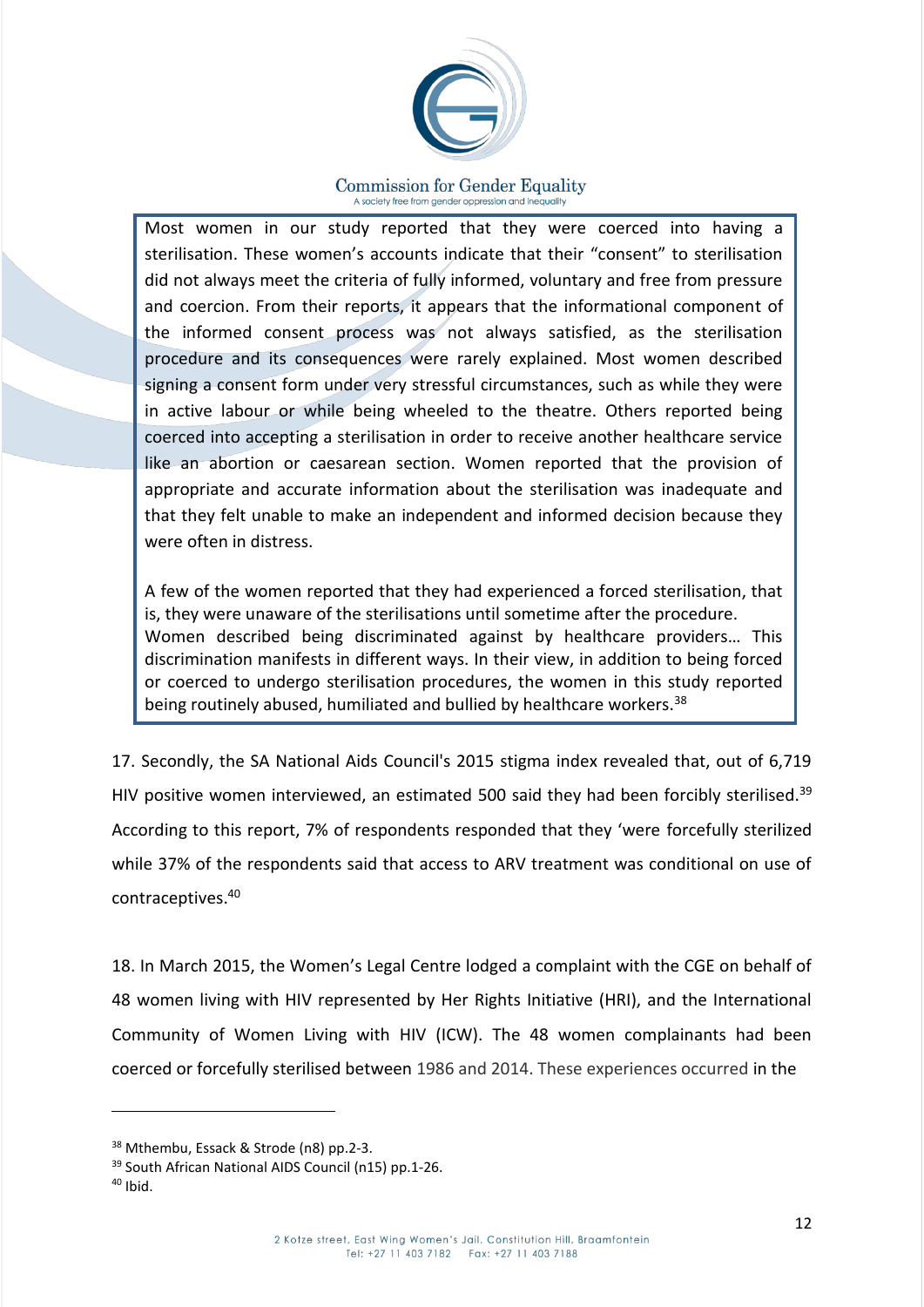> Most women in our study reported that they were coerced into having a sterilisation. These women's accounts indicate that their "consent" to sterilisation did not always meet the criteria of fully informed, voluntary and free from pressure and coercion. From their reports, it appears that the informational component of the informed consent process was not always satisfied, as the sterilisation procedure and its consequences were rarely explained. Most women described signing a consent form under very stressful circumstances, such as while they were in active labour or while being wheeled to the theatre. Others reported being coerced into accepting a sterilisation in order to receive another healthcare service like an abortion or caesarean section. Women reported that the provision of appropriate and accurate information about the sterilisation was inadequate and that they felt unable to make an independent and informed decision because they were often in distress.
>
> A few of the women reported that they had experienced a forced sterilisation, that is, they were unaware of the sterilisations until sometime after the procedure. Women described being discriminated against by healthcare providers… This discrimination manifests in different ways. In their view, in addition to being forced or coerced to undergo sterilisation procedures, the women in this study reported being routinely abused, humiliated and bullied by healthcare workers.[38]

17. Secondly, the SA National Aids Council's 2015 stigma index revealed that, out of 6,719 HIV positive women interviewed, an estimated 500 said they had been forcibly sterilised.[39] According to this report, 7% of respondents responded that they 'were forcefully sterilized while 37% of the respondents said that access to ARV treatment was conditional on use of contraceptives.[40]

18. In March 2015, the Women's Legal Centre lodged a complaint with the CGE on behalf of 48 women living with HIV represented by Her Rights Initiative (HRI), and the International Community of Women Living with HIV (ICW). The 48 women complainants had been coerced or forcefully sterilised between 1986 and 2014. These experiences occurred in the

---

[38] Mthembu, Essack & Strode (n8) pp.2-3.

[39] South African National AIDS Council (n15) pp.1-26.

[40] Ibid.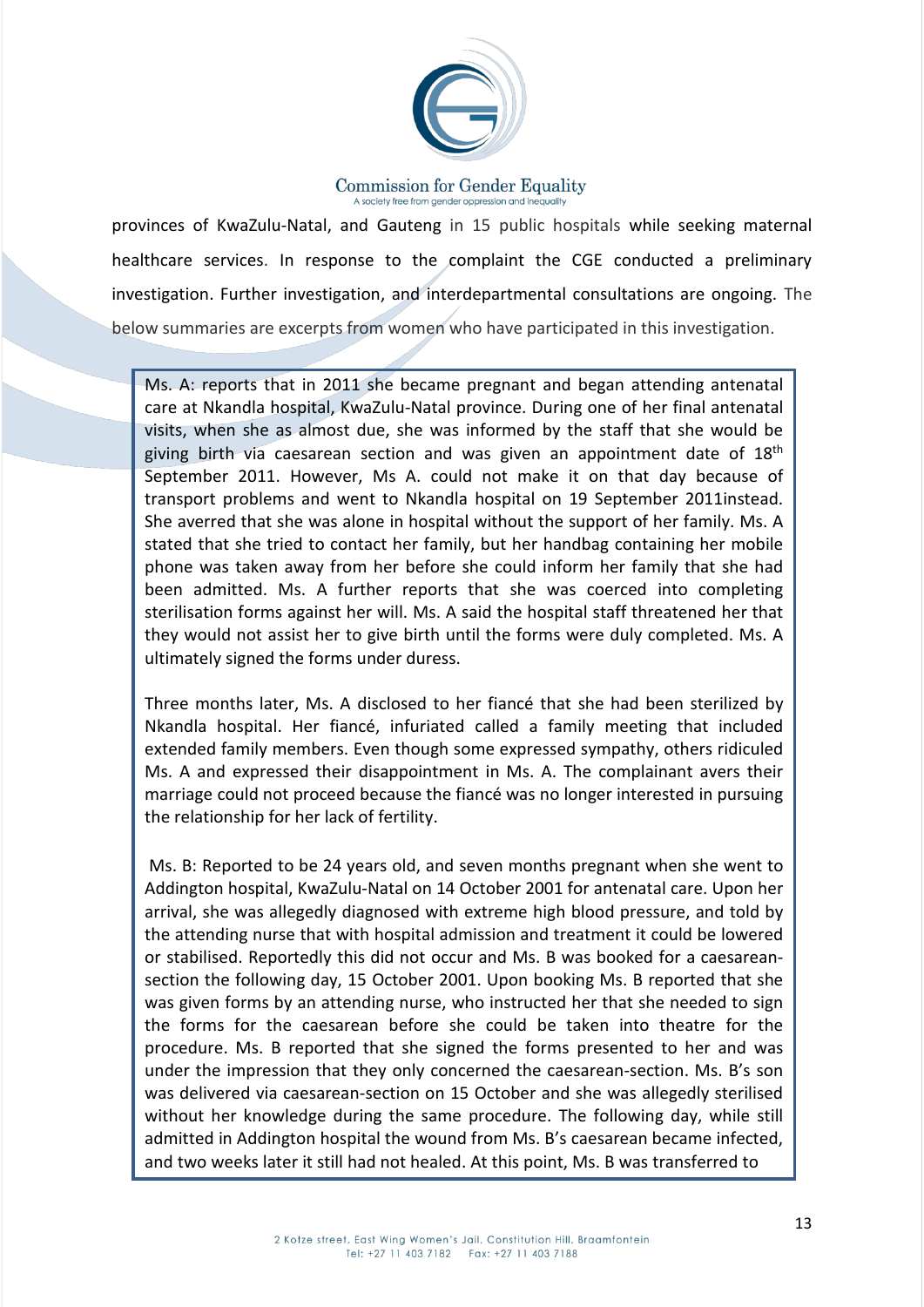provinces of KwaZulu-Natal, and Gauteng in 15 public hospitals while seeking maternal healthcare services. In response to the complaint the CGE conducted a preliminary investigation. Further investigation, and interdepartmental consultations are ongoing. The below summaries are excerpts from women who have participated in this investigation.

Ms. A: reports that in 2011 she became pregnant and began attending antenatal care at Nkandla hospital, KwaZulu-Natal province. During one of her final antenatal visits, when she as almost due, she was informed by the staff that she would be giving birth via caesarean section and was given an appointment date of 18th September 2011. However, Ms A. could not make it on that day because of transport problems and went to Nkandla hospital on 19 September 2011instead. She averred that she was alone in hospital without the support of her family. Ms. A stated that she tried to contact her family, but her handbag containing her mobile phone was taken away from her before she could inform her family that she had been admitted. Ms. A further reports that she was coerced into completing sterilisation forms against her will. Ms. A said the hospital staff threatened her that they would not assist her to give birth until the forms were duly completed. Ms. A ultimately signed the forms under duress.

Three months later, Ms. A disclosed to her fiancé that she had been sterilized by Nkandla hospital. Her fiancé, infuriated called a family meeting that included extended family members. Even though some expressed sympathy, others ridiculed Ms. A and expressed their disappointment in Ms. A. The complainant avers their marriage could not proceed because the fiancé was no longer interested in pursuing the relationship for her lack of fertility.

Ms. B: Reported to be 24 years old, and seven months pregnant when she went to Addington hospital, KwaZulu-Natal on 14 October 2001 for antenatal care. Upon her arrival, she was allegedly diagnosed with extreme high blood pressure, and told by the attending nurse that with hospital admission and treatment it could be lowered or stabilised. Reportedly this did not occur and Ms. B was booked for a caesarean-section the following day, 15 October 2001. Upon booking Ms. B reported that she was given forms by an attending nurse, who instructed her that she needed to sign the forms for the caesarean before she could be taken into theatre for the procedure. Ms. B reported that she signed the forms presented to her and was under the impression that they only concerned the caesarean-section. Ms. B's son was delivered via caesarean-section on 15 October and she was allegedly sterilised without her knowledge during the same procedure. The following day, while still admitted in Addington hospital the wound from Ms. B's caesarean became infected, and two weeks later it still had not healed. At this point, Ms. B was transferred to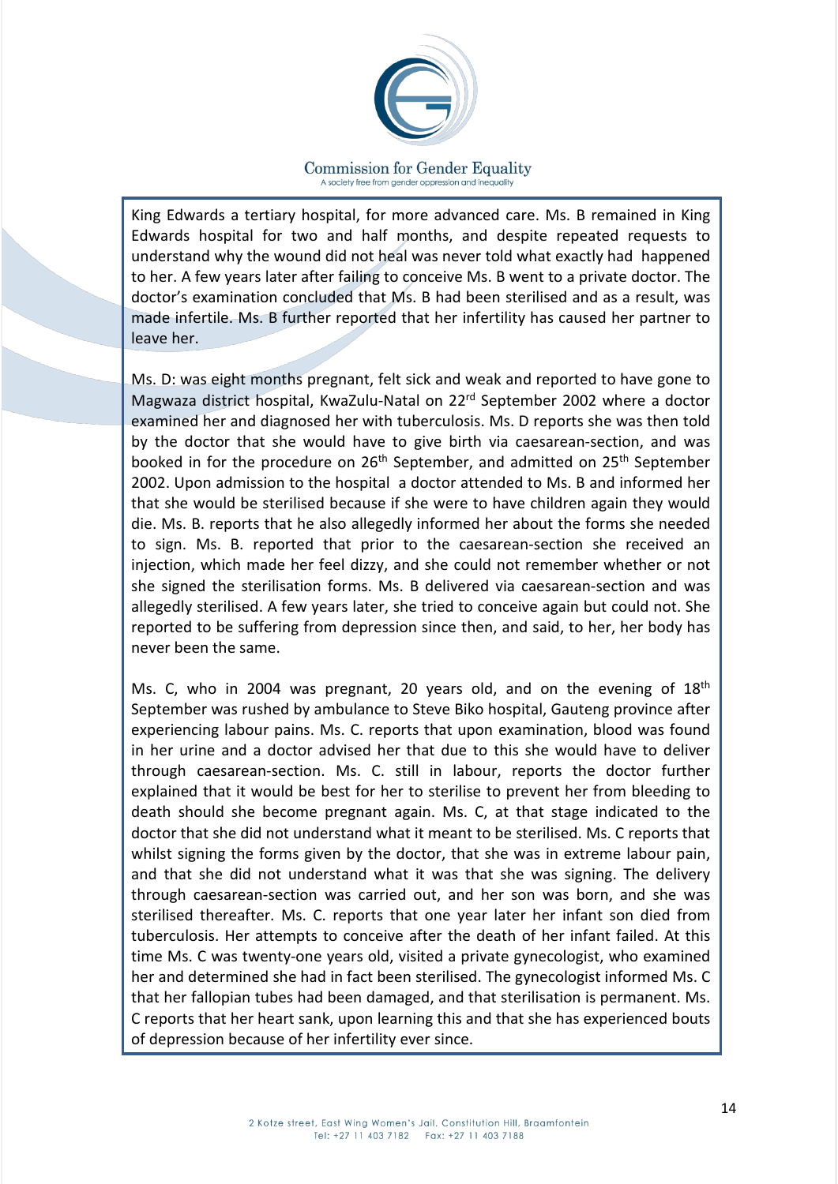King Edwards a tertiary hospital, for more advanced care. Ms. B remained in King Edwards hospital for two and half months, and despite repeated requests to understand why the wound did not heal was never told what exactly had happened to her. A few years later after failing to conceive Ms. B went to a private doctor. The doctor's examination concluded that Ms. B had been sterilised and as a result, was made infertile. Ms. B further reported that her infertility has caused her partner to leave her.

Ms. D: was eight months pregnant, felt sick and weak and reported to have gone to Magwaza district hospital, KwaZulu-Natal on 22nd September 2002 where a doctor examined her and diagnosed her with tuberculosis. Ms. D reports she was then told by the doctor that she would have to give birth via caesarean-section, and was booked in for the procedure on 26th September, and admitted on 25th September 2002. Upon admission to the hospital a doctor attended to Ms. B and informed her that she would be sterilised because if she were to have children again they would die. Ms. B. reports that he also allegedly informed her about the forms she needed to sign. Ms. B. reported that prior to the caesarean-section she received an injection, which made her feel dizzy, and she could not remember whether or not she signed the sterilisation forms. Ms. B delivered via caesarean-section and was allegedly sterilised. A few years later, she tried to conceive again but could not. She reported to be suffering from depression since then, and said, to her, her body has never been the same.

Ms. C, who in 2004 was pregnant, 20 years old, and on the evening of 18th September was rushed by ambulance to Steve Biko hospital, Gauteng province after experiencing labour pains. Ms. C. reports that upon examination, blood was found in her urine and a doctor advised her that due to this she would have to deliver through caesarean-section. Ms. C. still in labour, reports the doctor further explained that it would be best for her to sterilise to prevent her from bleeding to death should she become pregnant again. Ms. C, at that stage indicated to the doctor that she did not understand what it meant to be sterilised. Ms. C reports that whilst signing the forms given by the doctor, that she was in extreme labour pain, and that she did not understand what it was that she was signing. The delivery through caesarean-section was carried out, and her son was born, and she was sterilised thereafter. Ms. C. reports that one year later her infant son died from tuberculosis. Her attempts to conceive after the death of her infant failed. At this time Ms. C was twenty-one years old, visited a private gynecologist, who examined her and determined she had in fact been sterilised. The gynecologist informed Ms. C that her fallopian tubes had been damaged, and that sterilisation is permanent. Ms. C reports that her heart sank, upon learning this and that she has experienced bouts of depression because of her infertility ever since.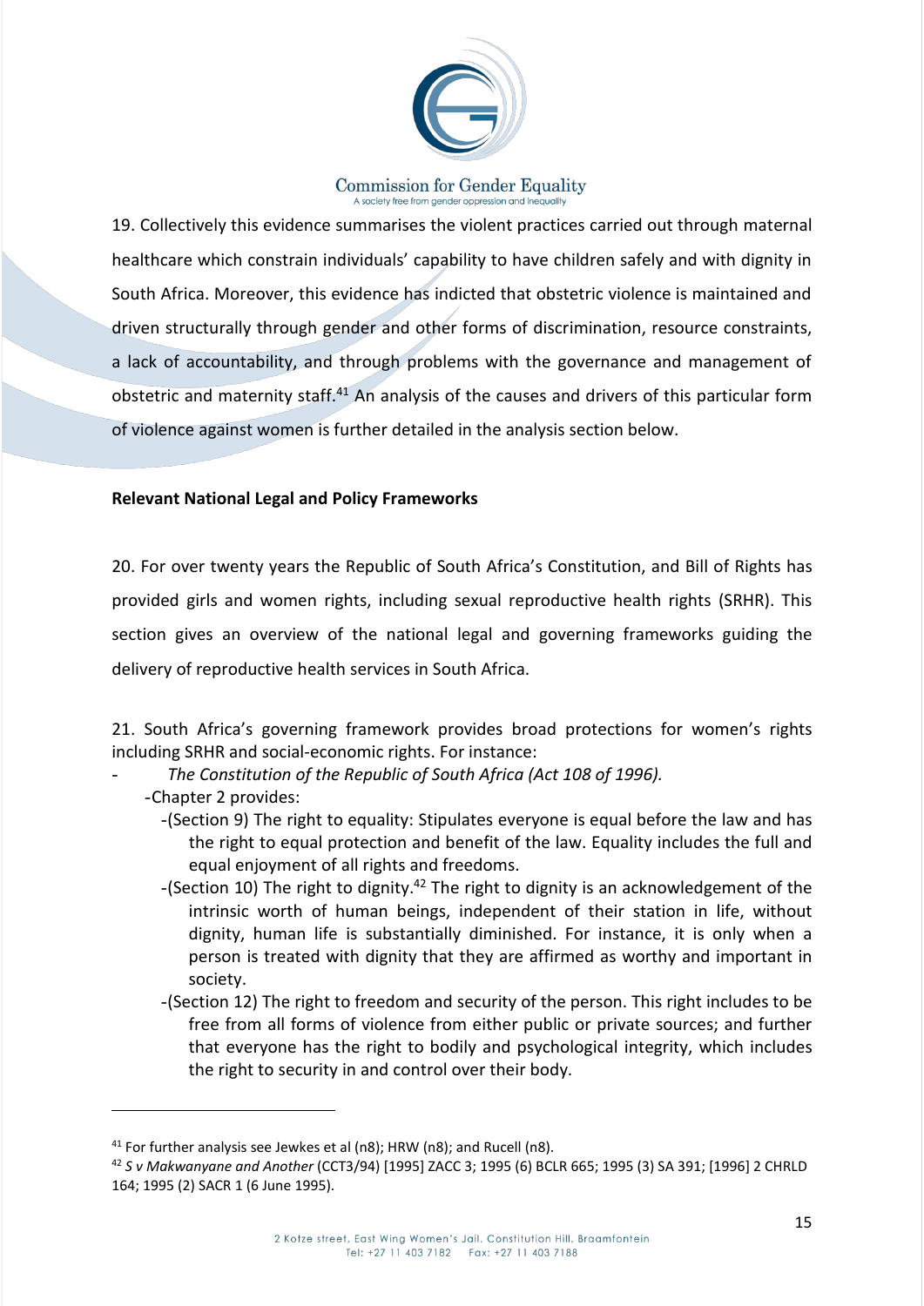19. Collectively this evidence summarises the violent practices carried out through maternal healthcare which constrain individuals' capability to have children safely and with dignity in South Africa. Moreover, this evidence has indicted that obstetric violence is maintained and driven structurally through gender and other forms of discrimination, resource constraints, a lack of accountability, and through problems with the governance and management of obstetric and maternity staff.[41] An analysis of the causes and drivers of this particular form of violence against women is further detailed in the analysis section below.

**Relevant National Legal and Policy Frameworks**

20. For over twenty years the Republic of South Africa's Constitution, and Bill of Rights has provided girls and women rights, including sexual reproductive health rights (SRHR). This section gives an overview of the national legal and governing frameworks guiding the delivery of reproductive health services in South Africa.

21. South Africa's governing framework provides broad protections for women's rights including SRHR and social-economic rights. For instance:

- *The Constitution of the Republic of South Africa (Act 108 of 1996).*
  - Chapter 2 provides:
    - (Section 9) The right to equality: Stipulates everyone is equal before the law and has the right to equal protection and benefit of the law. Equality includes the full and equal enjoyment of all rights and freedoms.
    - (Section 10) The right to dignity.[42] The right to dignity is an acknowledgement of the intrinsic worth of human beings, independent of their station in life, without dignity, human life is substantially diminished. For instance, it is only when a person is treated with dignity that they are affirmed as worthy and important in society.
    - (Section 12) The right to freedom and security of the person. This right includes to be free from all forms of violence from either public or private sources; and further that everyone has the right to bodily and psychological integrity, which includes the right to security in and control over their body.

---

[41] For further analysis see Jewkes et al (n8); HRW (n8); and Rucell (n8).

[42] *S v Makwanyane and Another* (CCT3/94) [1995] ZACC 3; 1995 (6) BCLR 665; 1995 (3) SA 391; [1996] 2 CHRLD 164; 1995 (2) SACR 1 (6 June 1995).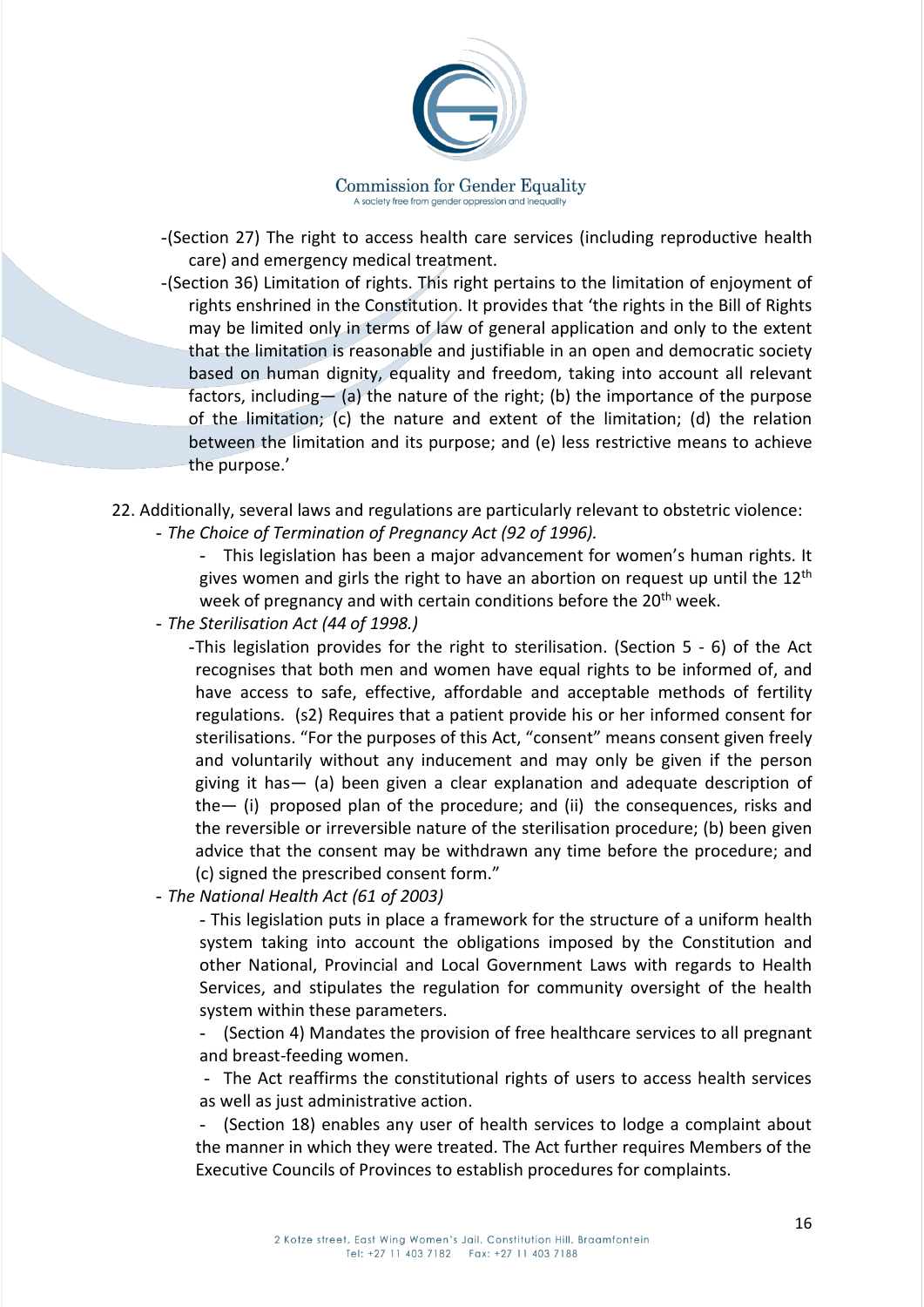- (Section 27) The right to access health care services (including reproductive health care) and emergency medical treatment.
- (Section 36) Limitation of rights. This right pertains to the limitation of enjoyment of rights enshrined in the Constitution. It provides that 'the rights in the Bill of Rights may be limited only in terms of law of general application and only to the extent that the limitation is reasonable and justifiable in an open and democratic society based on human dignity, equality and freedom, taking into account all relevant factors, including— (a) the nature of the right; (b) the importance of the purpose of the limitation; (c) the nature and extent of the limitation; (d) the relation between the limitation and its purpose; and (e) less restrictive means to achieve the purpose.'

22. Additionally, several laws and regulations are particularly relevant to obstetric violence:

- *The Choice of Termination of Pregnancy Act (92 of 1996).*
  - This legislation has been a major advancement for women's human rights. It gives women and girls the right to have an abortion on request up until the 12th week of pregnancy and with certain conditions before the 20th week.
- *The Sterilisation Act (44 of 1998.)*
  - This legislation provides for the right to sterilisation. (Section 5 - 6) of the Act recognises that both men and women have equal rights to be informed of, and have access to safe, effective, affordable and acceptable methods of fertility regulations. (s2) Requires that a patient provide his or her informed consent for sterilisations. "For the purposes of this Act, "consent" means consent given freely and voluntarily without any inducement and may only be given if the person giving it has— (a) been given a clear explanation and adequate description of the— (i) proposed plan of the procedure; and (ii) the consequences, risks and the reversible or irreversible nature of the sterilisation procedure; (b) been given advice that the consent may be withdrawn any time before the procedure; and (c) signed the prescribed consent form."
- *The National Health Act (61 of 2003)*
  - This legislation puts in place a framework for the structure of a uniform health system taking into account the obligations imposed by the Constitution and other National, Provincial and Local Government Laws with regards to Health Services, and stipulates the regulation for community oversight of the health system within these parameters.
  - (Section 4) Mandates the provision of free healthcare services to all pregnant and breast-feeding women.
  - The Act reaffirms the constitutional rights of users to access health services as well as just administrative action.
  - (Section 18) enables any user of health services to lodge a complaint about the manner in which they were treated. The Act further requires Members of the Executive Councils of Provinces to establish procedures for complaints.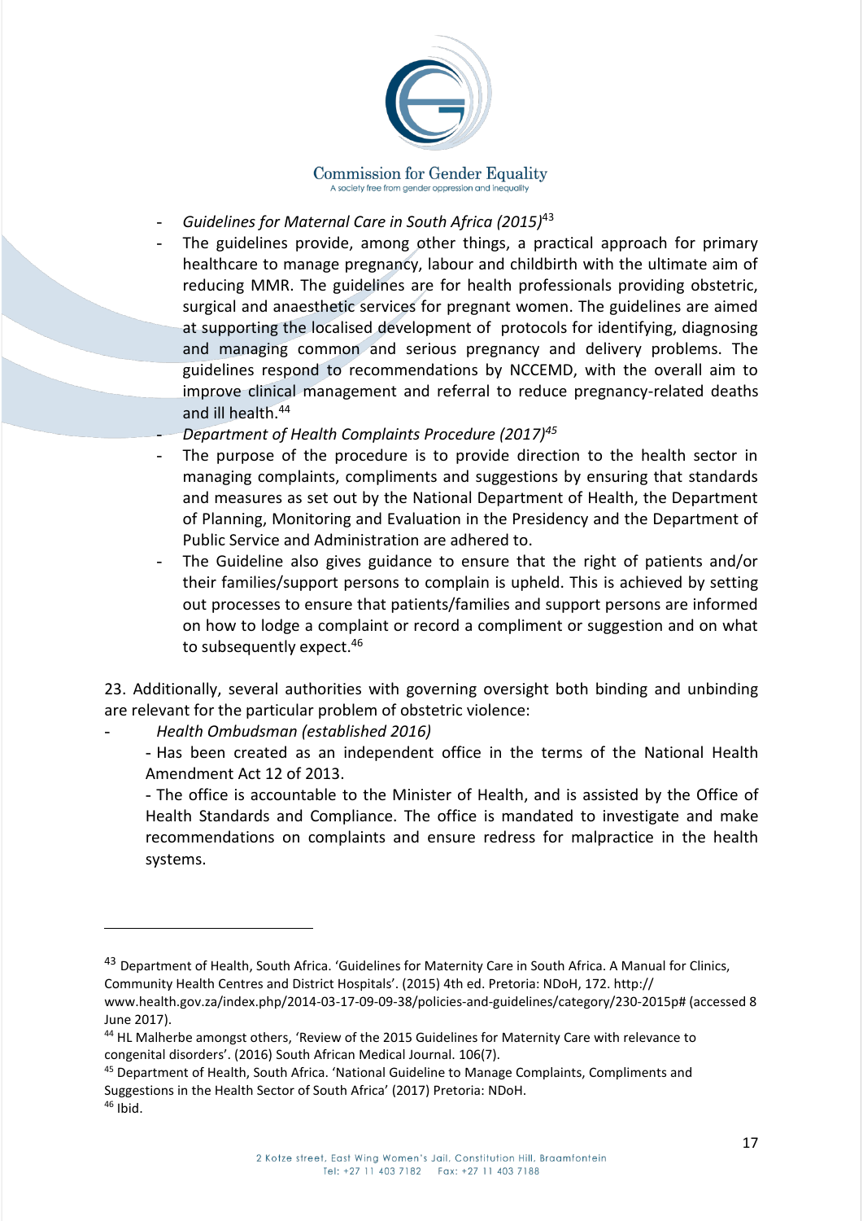- *Guidelines for Maternal Care in South Africa (2015)*[43]
- The guidelines provide, among other things, a practical approach for primary healthcare to manage pregnancy, labour and childbirth with the ultimate aim of reducing MMR. The guidelines are for health professionals providing obstetric, surgical and anaesthetic services for pregnant women. The guidelines are aimed at supporting the localised development of protocols for identifying, diagnosing and managing common and serious pregnancy and delivery problems. The guidelines respond to recommendations by NCCEMD, with the overall aim to improve clinical management and referral to reduce pregnancy-related deaths and ill health.[44]
- *Department of Health Complaints Procedure (2017)*[45]
- The purpose of the procedure is to provide direction to the health sector in managing complaints, compliments and suggestions by ensuring that standards and measures as set out by the National Department of Health, the Department of Planning, Monitoring and Evaluation in the Presidency and the Department of Public Service and Administration are adhered to.
- The Guideline also gives guidance to ensure that the right of patients and/or their families/support persons to complain is upheld. This is achieved by setting out processes to ensure that patients/families and support persons are informed on how to lodge a complaint or record a compliment or suggestion and on what to subsequently expect.[46]

23. Additionally, several authorities with governing oversight both binding and unbinding are relevant for the particular problem of obstetric violence:

- *Health Ombudsman (established 2016)*

  - Has been created as an independent office in the terms of the National Health Amendment Act 12 of 2013.

  - The office is accountable to the Minister of Health, and is assisted by the Office of Health Standards and Compliance. The office is mandated to investigate and make recommendations on complaints and ensure redress for malpractice in the health systems.

---

[43] Department of Health, South Africa. 'Guidelines for Maternity Care in South Africa. A Manual for Clinics, Community Health Centres and District Hospitals'. (2015) 4th ed. Pretoria: NDoH, 172. http://www.health.gov.za/index.php/2014-03-17-09-09-38/policies-and-guidelines/category/230-2015p# (accessed 8 June 2017).

[44] HL Malherbe amongst others, 'Review of the 2015 Guidelines for Maternity Care with relevance to congenital disorders'. (2016) South African Medical Journal. 106(7).

[45] Department of Health, South Africa. 'National Guideline to Manage Complaints, Compliments and Suggestions in the Health Sector of South Africa' (2017) Pretoria: NDoH.

[46] Ibid.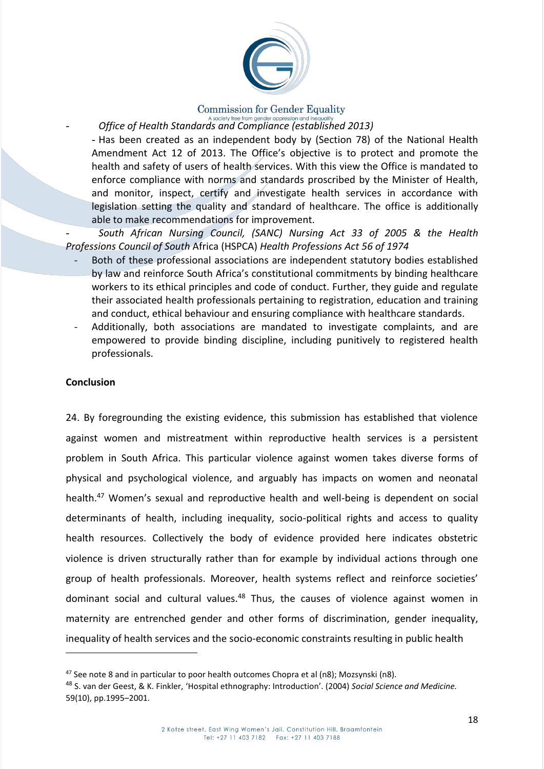- *Office of Health Standards and Compliance (established 2013)*

  - Has been created as an independent body by (Section 78) of the National Health Amendment Act 12 of 2013. The Office's objective is to protect and promote the health and safety of users of health services. With this view the Office is mandated to enforce compliance with norms and standards proscribed by the Minister of Health, and monitor, inspect, certify and investigate health services in accordance with legislation setting the quality and standard of healthcare. The office is additionally able to make recommendations for improvement.

- *South African Nursing Council, (SANC) Nursing Act 33 of 2005 & the Health Professions Council of South* Africa (HSPCA) *Health Professions Act 56 of 1974*

  - Both of these professional associations are independent statutory bodies established by law and reinforce South Africa's constitutional commitments by binding healthcare workers to its ethical principles and code of conduct. Further, they guide and regulate their associated health professionals pertaining to registration, education and training and conduct, ethical behaviour and ensuring compliance with healthcare standards.
  - Additionally, both associations are mandated to investigate complaints, and are empowered to provide binding discipline, including punitively to registered health professionals.

**Conclusion**

24. By foregrounding the existing evidence, this submission has established that violence against women and mistreatment within reproductive health services is a persistent problem in South Africa. This particular violence against women takes diverse forms of physical and psychological violence, and arguably has impacts on women and neonatal health.[47] Women's sexual and reproductive health and well-being is dependent on social determinants of health, including inequality, socio-political rights and access to quality health resources. Collectively the body of evidence provided here indicates obstetric violence is driven structurally rather than for example by individual actions through one group of health professionals. Moreover, health systems reflect and reinforce societies' dominant social and cultural values.[48] Thus, the causes of violence against women in maternity are entrenched gender and other forms of discrimination, gender inequality, inequality of health services and the socio-economic constraints resulting in public health

---

[47] See note 8 and in particular to poor health outcomes Chopra et al (n8); Mozsynski (n8).

[48] S. van der Geest, & K. Finkler, 'Hospital ethnography: Introduction'. (2004) *Social Science and Medicine.* 59(10), pp.1995–2001.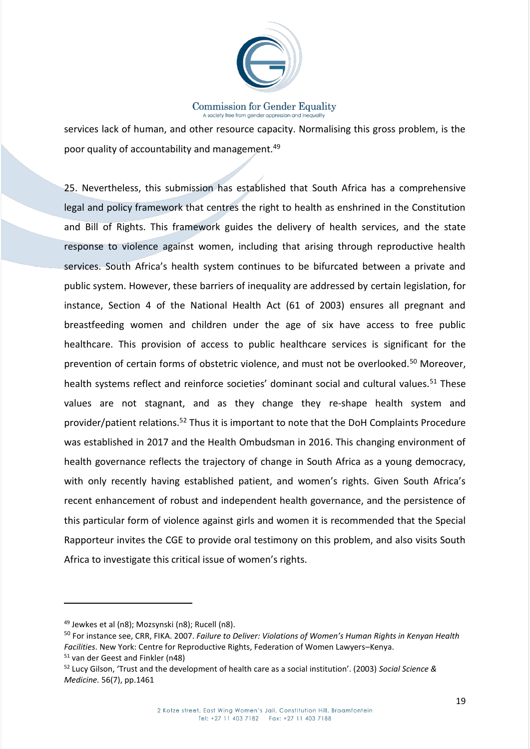services lack of human, and other resource capacity. Normalising this gross problem, is the poor quality of accountability and management.[49]

25. Nevertheless, this submission has established that South Africa has a comprehensive legal and policy framework that centres the right to health as enshrined in the Constitution and Bill of Rights. This framework guides the delivery of health services, and the state response to violence against women, including that arising through reproductive health services. South Africa's health system continues to be bifurcated between a private and public system. However, these barriers of inequality are addressed by certain legislation, for instance, Section 4 of the National Health Act (61 of 2003) ensures all pregnant and breastfeeding women and children under the age of six have access to free public healthcare. This provision of access to public healthcare services is significant for the prevention of certain forms of obstetric violence, and must not be overlooked.[50] Moreover, health systems reflect and reinforce societies' dominant social and cultural values.[51] These values are not stagnant, and as they change they re-shape health system and provider/patient relations.[52] Thus it is important to note that the DoH Complaints Procedure was established in 2017 and the Health Ombudsman in 2016. This changing environment of health governance reflects the trajectory of change in South Africa as a young democracy, with only recently having established patient, and women's rights. Given South Africa's recent enhancement of robust and independent health governance, and the persistence of this particular form of violence against girls and women it is recommended that the Special Rapporteur invites the CGE to provide oral testimony on this problem, and also visits South Africa to investigate this critical issue of women's rights.

---

[49] Jewkes et al (n8); Mozsynski (n8); Rucell (n8).

[50] For instance see, CRR, FIKA. 2007. *Failure to Deliver: Violations of Women's Human Rights in Kenyan Health Facilities*. New York: Centre for Reproductive Rights, Federation of Women Lawyers–Kenya.

[51] van der Geest and Finkler (n48)

[52] Lucy Gilson, 'Trust and the development of health care as a social institution'. (2003) *Social Science & Medicine.* 56(7), pp.1461